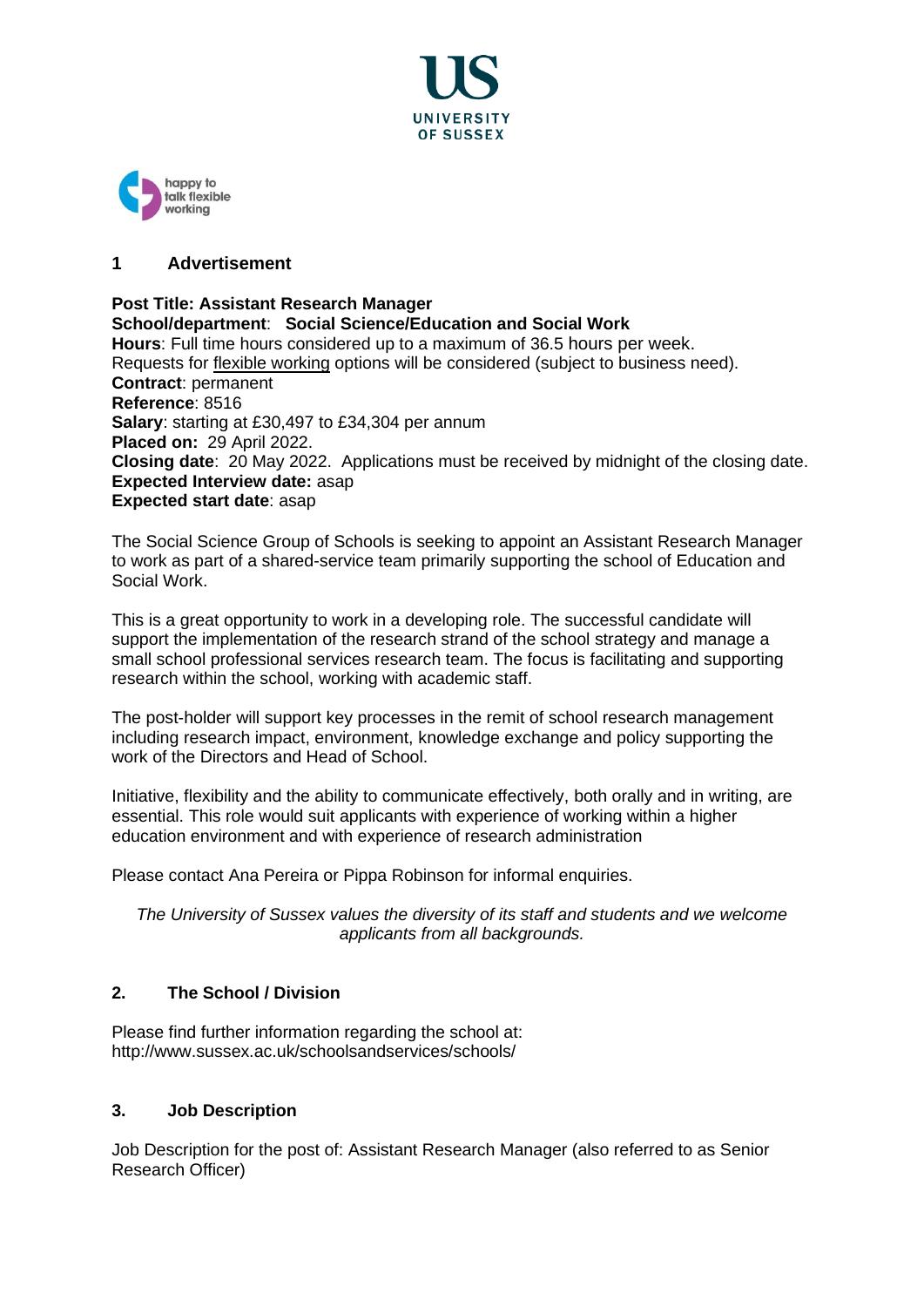## 1 Advertisement

**Post Title: Assistant Research Manager**
**School/department**: **Social Science/Education and Social Work**
**Hours**: Full time hours considered up to a maximum of 36.5 hours per week.
Requests for flexible working options will be considered (subject to business need).
**Contract**: permanent
**Reference**: 8516
**Salary**: starting at £30,497 to £34,304 per annum
**Placed on:** 29 April 2022.
**Closing date**: 20 May 2022. Applications must be received by midnight of the closing date.
**Expected Interview date:** asap
**Expected start date**: asap

The Social Science Group of Schools is seeking to appoint an Assistant Research Manager to work as part of a shared-service team primarily supporting the school of Education and Social Work.

This is a great opportunity to work in a developing role. The successful candidate will support the implementation of the research strand of the school strategy and manage a small school professional services research team. The focus is facilitating and supporting research within the school, working with academic staff.

The post-holder will support key processes in the remit of school research management including research impact, environment, knowledge exchange and policy supporting the work of the Directors and Head of School.

Initiative, flexibility and the ability to communicate effectively, both orally and in writing, are essential. This role would suit applicants with experience of working within a higher education environment and with experience of research administration

Please contact Ana Pereira or Pippa Robinson for informal enquiries.

*The University of Sussex values the diversity of its staff and students and we welcome applicants from all backgrounds.*

## 2. The School / Division

Please find further information regarding the school at:
http://www.sussex.ac.uk/schoolsandservices/schools/

## 3. Job Description

Job Description for the post of: Assistant Research Manager (also referred to as Senior Research Officer)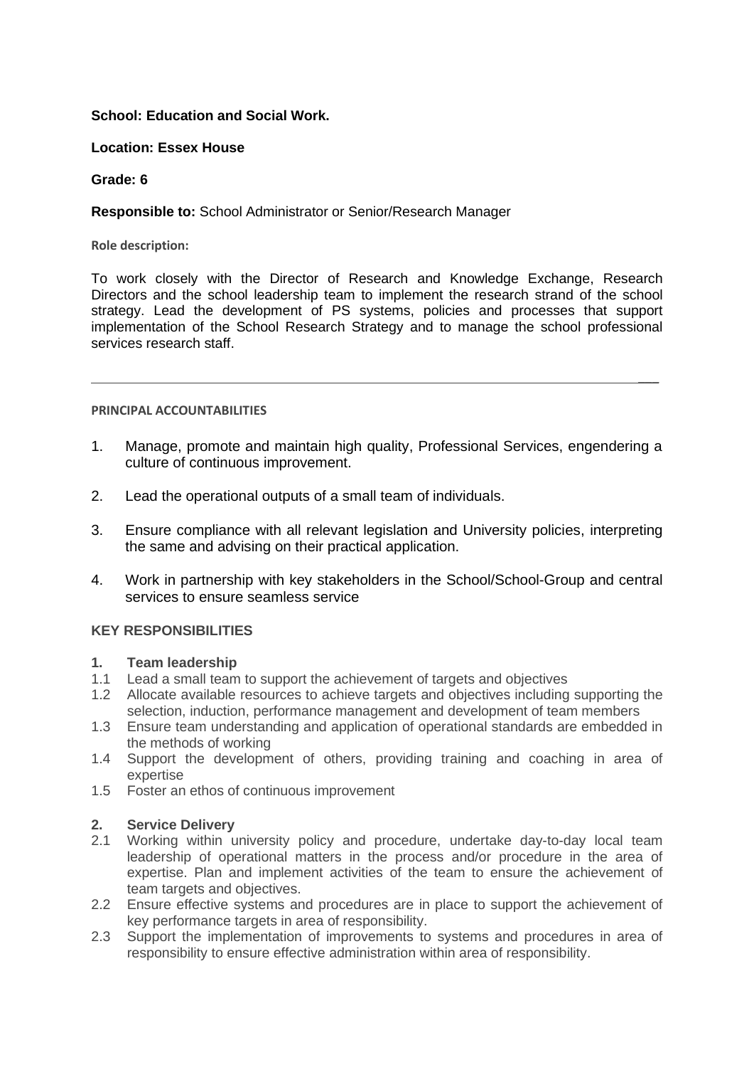**School: Education and Social Work.**

**Location: Essex House**

**Grade: 6**

**Responsible to:** School Administrator or Senior/Research Manager

**Role description:**

To work closely with the Director of Research and Knowledge Exchange, Research Directors and the school leadership team to implement the research strand of the school strategy. Lead the development of PS systems, policies and processes that support implementation of the School Research Strategy and to manage the school professional services research staff.

---

**PRINCIPAL ACCOUNTABILITIES**

1. Manage, promote and maintain high quality, Professional Services, engendering a culture of continuous improvement.
2. Lead the operational outputs of a small team of individuals.
3. Ensure compliance with all relevant legislation and University policies, interpreting the same and advising on their practical application.
4. Work in partnership with key stakeholders in the School/School-Group and central services to ensure seamless service

**KEY RESPONSIBILITIES**

**1. Team leadership**

1.1 Lead a small team to support the achievement of targets and objectives

1.2 Allocate available resources to achieve targets and objectives including supporting the selection, induction, performance management and development of team members

1.3 Ensure team understanding and application of operational standards are embedded in the methods of working

1.4 Support the development of others, providing training and coaching in area of expertise

1.5 Foster an ethos of continuous improvement

**2. Service Delivery**

2.1 Working within university policy and procedure, undertake day-to-day local team leadership of operational matters in the process and/or procedure in the area of expertise. Plan and implement activities of the team to ensure the achievement of team targets and objectives.

2.2 Ensure effective systems and procedures are in place to support the achievement of key performance targets in area of responsibility.

2.3 Support the implementation of improvements to systems and procedures in area of responsibility to ensure effective administration within area of responsibility.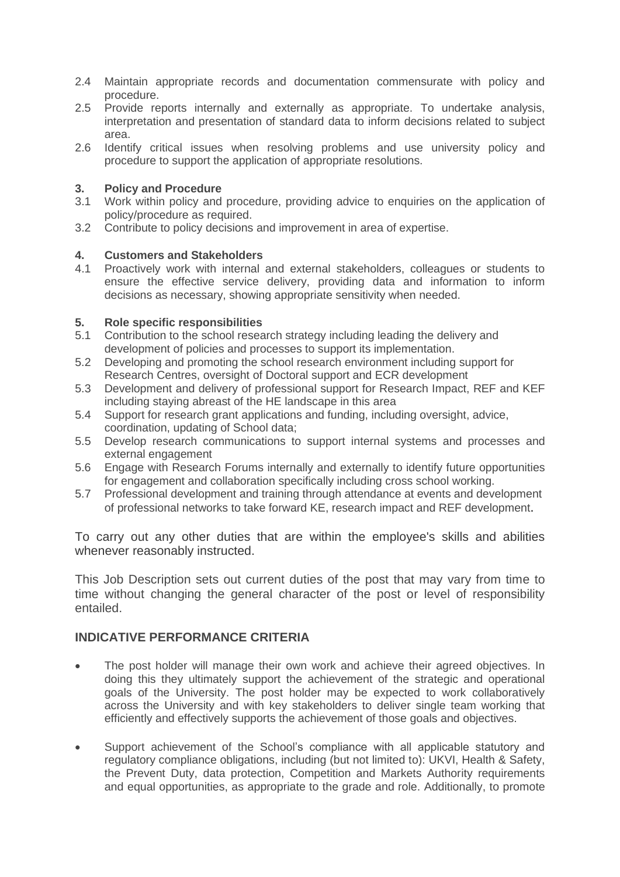2.4 Maintain appropriate records and documentation commensurate with policy and procedure.

2.5 Provide reports internally and externally as appropriate. To undertake analysis, interpretation and presentation of standard data to inform decisions related to subject area.

2.6 Identify critical issues when resolving problems and use university policy and procedure to support the application of appropriate resolutions.

**3. Policy and Procedure**

3.1 Work within policy and procedure, providing advice to enquiries on the application of policy/procedure as required.

3.2 Contribute to policy decisions and improvement in area of expertise.

**4. Customers and Stakeholders**

4.1 Proactively work with internal and external stakeholders, colleagues or students to ensure the effective service delivery, providing data and information to inform decisions as necessary, showing appropriate sensitivity when needed.

**5. Role specific responsibilities**

5.1 Contribution to the school research strategy including leading the delivery and development of policies and processes to support its implementation.

5.2 Developing and promoting the school research environment including support for Research Centres, oversight of Doctoral support and ECR development

5.3 Development and delivery of professional support for Research Impact, REF and KEF including staying abreast of the HE landscape in this area

5.4 Support for research grant applications and funding, including oversight, advice, coordination, updating of School data;

5.5 Develop research communications to support internal systems and processes and external engagement

5.6 Engage with Research Forums internally and externally to identify future opportunities for engagement and collaboration specifically including cross school working.

5.7 Professional development and training through attendance at events and development of professional networks to take forward KE, research impact and REF development.

To carry out any other duties that are within the employee's skills and abilities whenever reasonably instructed.

This Job Description sets out current duties of the post that may vary from time to time without changing the general character of the post or level of responsibility entailed.

## INDICATIVE PERFORMANCE CRITERIA

- The post holder will manage their own work and achieve their agreed objectives. In doing this they ultimately support the achievement of the strategic and operational goals of the University. The post holder may be expected to work collaboratively across the University and with key stakeholders to deliver single team working that efficiently and effectively supports the achievement of those goals and objectives.

- Support achievement of the School's compliance with all applicable statutory and regulatory compliance obligations, including (but not limited to): UKVI, Health & Safety, the Prevent Duty, data protection, Competition and Markets Authority requirements and equal opportunities, as appropriate to the grade and role. Additionally, to promote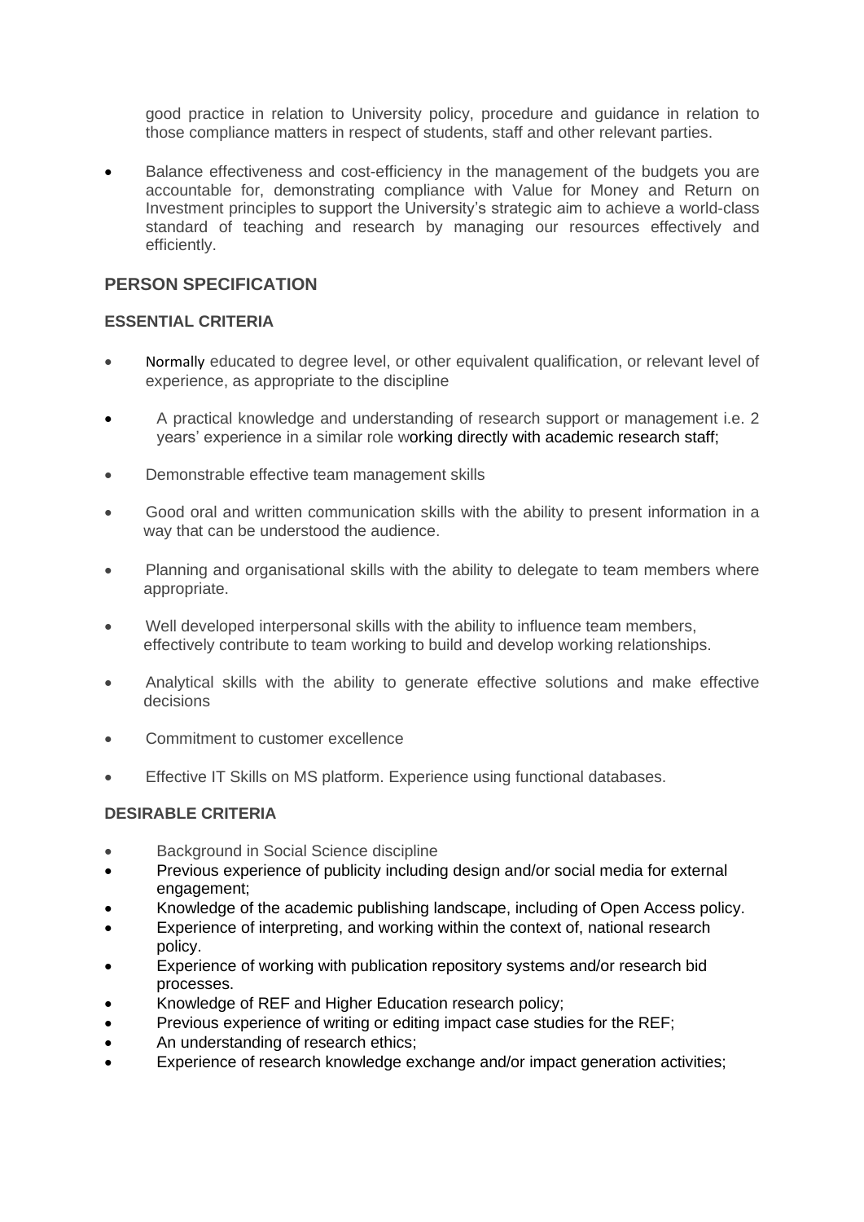good practice in relation to University policy, procedure and guidance in relation to those compliance matters in respect of students, staff and other relevant parties.

- Balance effectiveness and cost-efficiency in the management of the budgets you are accountable for, demonstrating compliance with Value for Money and Return on Investment principles to support the University's strategic aim to achieve a world-class standard of teaching and research by managing our resources effectively and efficiently.

## PERSON SPECIFICATION

### ESSENTIAL CRITERIA

- Normally educated to degree level, or other equivalent qualification, or relevant level of experience, as appropriate to the discipline
- A practical knowledge and understanding of research support or management i.e. 2 years' experience in a similar role working directly with academic research staff;
- Demonstrable effective team management skills
- Good oral and written communication skills with the ability to present information in a way that can be understood the audience.
- Planning and organisational skills with the ability to delegate to team members where appropriate.
- Well developed interpersonal skills with the ability to influence team members, effectively contribute to team working to build and develop working relationships.
- Analytical skills with the ability to generate effective solutions and make effective decisions
- Commitment to customer excellence
- Effective IT Skills on MS platform. Experience using functional databases.

### DESIRABLE CRITERIA

- Background in Social Science discipline
- Previous experience of publicity including design and/or social media for external engagement;
- Knowledge of the academic publishing landscape, including of Open Access policy.
- Experience of interpreting, and working within the context of, national research policy.
- Experience of working with publication repository systems and/or research bid processes.
- Knowledge of REF and Higher Education research policy;
- Previous experience of writing or editing impact case studies for the REF;
- An understanding of research ethics;
- Experience of research knowledge exchange and/or impact generation activities;